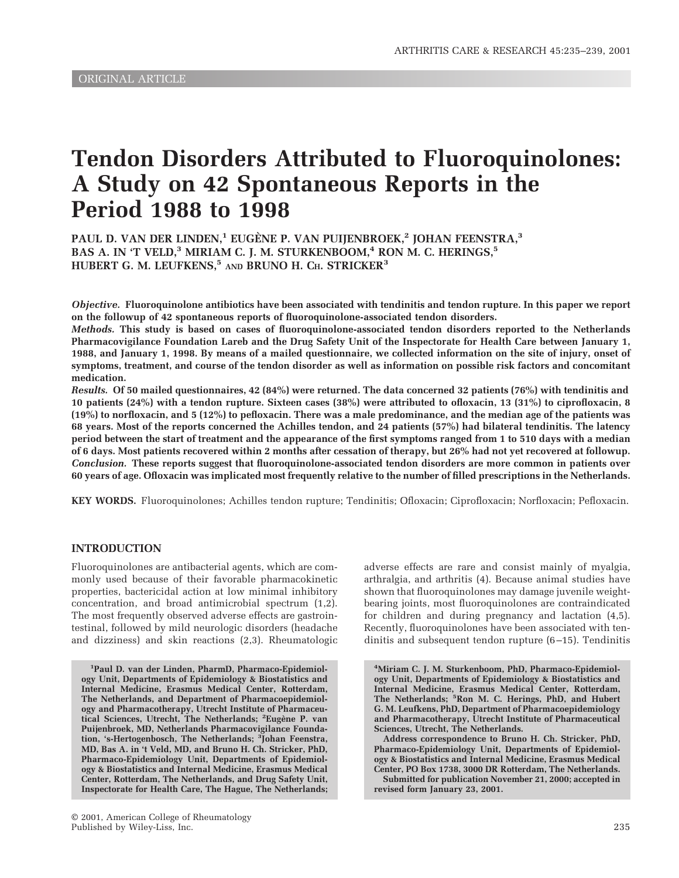ORIGINAL ARTICLE

# Tendon Disorders Attributed to Fluoroquinolones: A Study on 42 Spontaneous Reports in the Period 1988 to 1998

PAUL D. VAN DER LINDEN,[1] EUGÈNE P. VAN PUIJENBROEK,[2] JOHAN FEENSTRA,[3] BAS A. IN 'T VELD,[3] MIRIAM C. J. M. STURKENBOOM,[4] RON M. C. HERINGS,[5] HUBERT G. M. LEUFKENS,[5] AND BRUNO H. CH. STRICKER[3]

***Objective.*** **Fluoroquinolone antibiotics have been associated with tendinitis and tendon rupture. In this paper we report on the followup of 42 spontaneous reports of fluoroquinolone-associated tendon disorders.**

***Methods.*** **This study is based on cases of fluoroquinolone-associated tendon disorders reported to the Netherlands Pharmacovigilance Foundation Lareb and the Drug Safety Unit of the Inspectorate for Health Care between January 1, 1988, and January 1, 1998. By means of a mailed questionnaire, we collected information on the site of injury, onset of symptoms, treatment, and course of the tendon disorder as well as information on possible risk factors and concomitant medication.**

***Results.*** **Of 50 mailed questionnaires, 42 (84%) were returned. The data concerned 32 patients (76%) with tendinitis and 10 patients (24%) with a tendon rupture. Sixteen cases (38%) were attributed to ofloxacin, 13 (31%) to ciprofloxacin, 8 (19%) to norfloxacin, and 5 (12%) to pefloxacin. There was a male predominance, and the median age of the patients was 68 years. Most of the reports concerned the Achilles tendon, and 24 patients (57%) had bilateral tendinitis. The latency period between the start of treatment and the appearance of the first symptoms ranged from 1 to 510 days with a median of 6 days. Most patients recovered within 2 months after cessation of therapy, but 26% had not yet recovered at followup.**

***Conclusion.*** **These reports suggest that fluoroquinolone-associated tendon disorders are more common in patients over 60 years of age. Ofloxacin was implicated most frequently relative to the number of filled prescriptions in the Netherlands.**

**KEY WORDS.** Fluoroquinolones; Achilles tendon rupture; Tendinitis; Ofloxacin; Ciprofloxacin; Norfloxacin; Pefloxacin.

## INTRODUCTION

Fluoroquinolones are antibacterial agents, which are commonly used because of their favorable pharmacokinetic properties, bactericidal action at low minimal inhibitory concentration, and broad antimicrobial spectrum (1,2). The most frequently observed adverse effects are gastrointestinal, followed by mild neurologic disorders (headache and dizziness) and skin reactions (2,3). Rheumatologic adverse effects are rare and consist mainly of myalgia, arthralgia, and arthritis (4). Because animal studies have shown that fluoroquinolones may damage juvenile weight-bearing joints, most fluoroquinolones are contraindicated for children and during pregnancy and lactation (4,5). Recently, fluoroquinolones have been associated with tendinitis and subsequent tendon rupture (6–15). Tendinitis

**[1]Paul D. van der Linden, PharmD, Pharmaco-Epidemiology Unit, Departments of Epidemiology & Biostatistics and Internal Medicine, Erasmus Medical Center, Rotterdam, The Netherlands, and Department of Pharmacoepidemiology and Pharmacotherapy, Utrecht Institute of Pharmaceutical Sciences, Utrecht, The Netherlands; [2]Eugène P. van Puijenbroek, MD, Netherlands Pharmacovigilance Foundation, 's-Hertogenbosch, The Netherlands; [3]Johan Feenstra, MD, Bas A. in 't Veld, MD, and Bruno H. Ch. Stricker, PhD, Pharmaco-Epidemiology Unit, Departments of Epidemiology & Biostatistics and Internal Medicine, Erasmus Medical Center, Rotterdam, The Netherlands, and Drug Safety Unit, Inspectorate for Health Care, The Hague, The Netherlands; [4]Miriam C. J. M. Sturkenboom, PhD, Pharmaco-Epidemiology Unit, Departments of Epidemiology & Biostatistics and Internal Medicine, Erasmus Medical Center, Rotterdam, The Netherlands; [5]Ron M. C. Herings, PhD, and Hubert G. M. Leufkens, PhD, Department of Pharmacoepidemiology and Pharmacotherapy, Utrecht Institute of Pharmaceutical Sciences, Utrecht, The Netherlands.**

**Address correspondence to Bruno H. Ch. Stricker, PhD, Pharmaco-Epidemiology Unit, Departments of Epidemiology & Biostatistics and Internal Medicine, Erasmus Medical Center, PO Box 1738, 3000 DR Rotterdam, The Netherlands.**

**Submitted for publication November 21, 2000; accepted in revised form January 23, 2001.**

© 2001, American College of Rheumatology
Published by Wiley-Liss, Inc.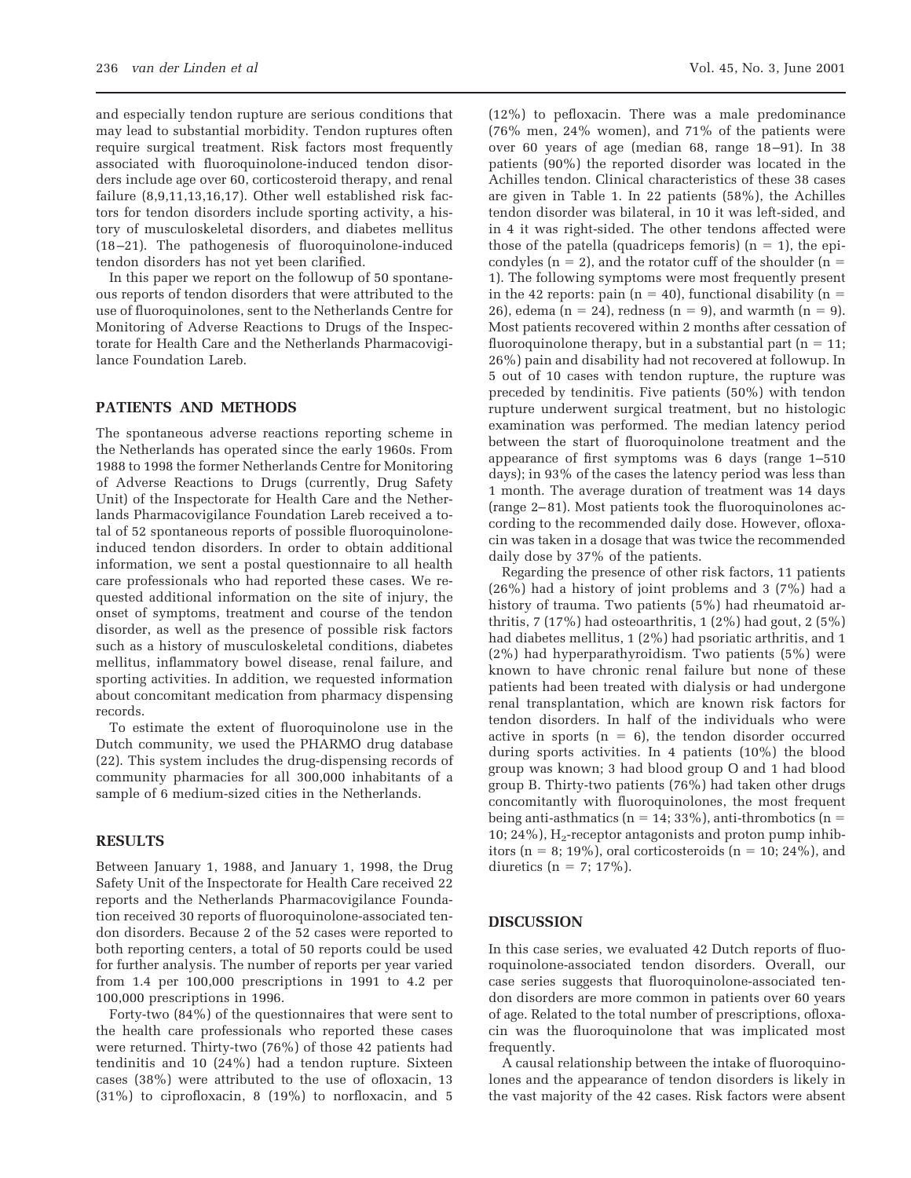and especially tendon rupture are serious conditions that may lead to substantial morbidity. Tendon ruptures often require surgical treatment. Risk factors most frequently associated with fluoroquinolone-induced tendon disorders include age over 60, corticosteroid therapy, and renal failure (8,9,11,13,16,17). Other well established risk factors for tendon disorders include sporting activity, a history of musculoskeletal disorders, and diabetes mellitus (18–21). The pathogenesis of fluoroquinolone-induced tendon disorders has not yet been clarified.

In this paper we report on the followup of 50 spontaneous reports of tendon disorders that were attributed to the use of fluoroquinolones, sent to the Netherlands Centre for Monitoring of Adverse Reactions to Drugs of the Inspectorate for Health Care and the Netherlands Pharmacovigilance Foundation Lareb.

## PATIENTS AND METHODS

The spontaneous adverse reactions reporting scheme in the Netherlands has operated since the early 1960s. From 1988 to 1998 the former Netherlands Centre for Monitoring of Adverse Reactions to Drugs (currently, Drug Safety Unit) of the Inspectorate for Health Care and the Netherlands Pharmacovigilance Foundation Lareb received a total of 52 spontaneous reports of possible fluoroquinolone-induced tendon disorders. In order to obtain additional information, we sent a postal questionnaire to all health care professionals who had reported these cases. We requested additional information on the site of injury, the onset of symptoms, treatment and course of the tendon disorder, as well as the presence of possible risk factors such as a history of musculoskeletal conditions, diabetes mellitus, inflammatory bowel disease, renal failure, and sporting activities. In addition, we requested information about concomitant medication from pharmacy dispensing records.

To estimate the extent of fluoroquinolone use in the Dutch community, we used the PHARMO drug database (22). This system includes the drug-dispensing records of community pharmacies for all 300,000 inhabitants of a sample of 6 medium-sized cities in the Netherlands.

## RESULTS

Between January 1, 1988, and January 1, 1998, the Drug Safety Unit of the Inspectorate for Health Care received 22 reports and the Netherlands Pharmacovigilance Foundation received 30 reports of fluoroquinolone-associated tendon disorders. Because 2 of the 52 cases were reported to both reporting centers, a total of 50 reports could be used for further analysis. The number of reports per year varied from 1.4 per 100,000 prescriptions in 1991 to 4.2 per 100,000 prescriptions in 1996.

Forty-two (84%) of the questionnaires that were sent to the health care professionals who reported these cases were returned. Thirty-two (76%) of those 42 patients had tendinitis and 10 (24%) had a tendon rupture. Sixteen cases (38%) were attributed to the use of ofloxacin, 13 (31%) to ciprofloxacin, 8 (19%) to norfloxacin, and 5 (12%) to pefloxacin. There was a male predominance (76% men, 24% women), and 71% of the patients were over 60 years of age (median 68, range 18–91). In 38 patients (90%) the reported disorder was located in the Achilles tendon. Clinical characteristics of these 38 cases are given in Table 1. In 22 patients (58%), the Achilles tendon disorder was bilateral, in 10 it was left-sided, and in 4 it was right-sided. The other tendons affected were those of the patella (quadriceps femoris) (n = 1), the epicondyles (n = 2), and the rotator cuff of the shoulder (n = 1). The following symptoms were most frequently present in the 42 reports: pain (n = 40), functional disability (n = 26), edema (n = 24), redness (n = 9), and warmth (n = 9). Most patients recovered within 2 months after cessation of fluoroquinolone therapy, but in a substantial part (n = 11; 26%) pain and disability had not recovered at followup. In 5 out of 10 cases with tendon rupture, the rupture was preceded by tendinitis. Five patients (50%) with tendon rupture underwent surgical treatment, but no histologic examination was performed. The median latency period between the start of fluoroquinolone treatment and the appearance of first symptoms was 6 days (range 1–510 days); in 93% of the cases the latency period was less than 1 month. The average duration of treatment was 14 days (range 2–81). Most patients took the fluoroquinolones according to the recommended daily dose. However, ofloxacin was taken in a dosage that was twice the recommended daily dose by 37% of the patients.

Regarding the presence of other risk factors, 11 patients (26%) had a history of joint problems and 3 (7%) had a history of trauma. Two patients (5%) had rheumatoid arthritis, 7 (17%) had osteoarthritis, 1 (2%) had gout, 2 (5%) had diabetes mellitus, 1 (2%) had psoriatic arthritis, and 1 (2%) had hyperparathyroidism. Two patients (5%) were known to have chronic renal failure but none of these patients had been treated with dialysis or had undergone renal transplantation, which are known risk factors for tendon disorders. In half of the individuals who were active in sports (n = 6), the tendon disorder occurred during sports activities. In 4 patients (10%) the blood group was known; 3 had blood group O and 1 had blood group B. Thirty-two patients (76%) had taken other drugs concomitantly with fluoroquinolones, the most frequent being anti-asthmatics (n = 14; 33%), anti-thrombotics (n = 10; 24%), $H_2$-receptor antagonists and proton pump inhibitors (n = 8; 19%), oral corticosteroids (n = 10; 24%), and diuretics (n = 7; 17%).

## DISCUSSION

In this case series, we evaluated 42 Dutch reports of fluoroquinolone-associated tendon disorders. Overall, our case series suggests that fluoroquinolone-associated tendon disorders are more common in patients over 60 years of age. Related to the total number of prescriptions, ofloxacin was the fluoroquinolone that was implicated most frequently.

A causal relationship between the intake of fluoroquinolones and the appearance of tendon disorders is likely in the vast majority of the 42 cases. Risk factors were absent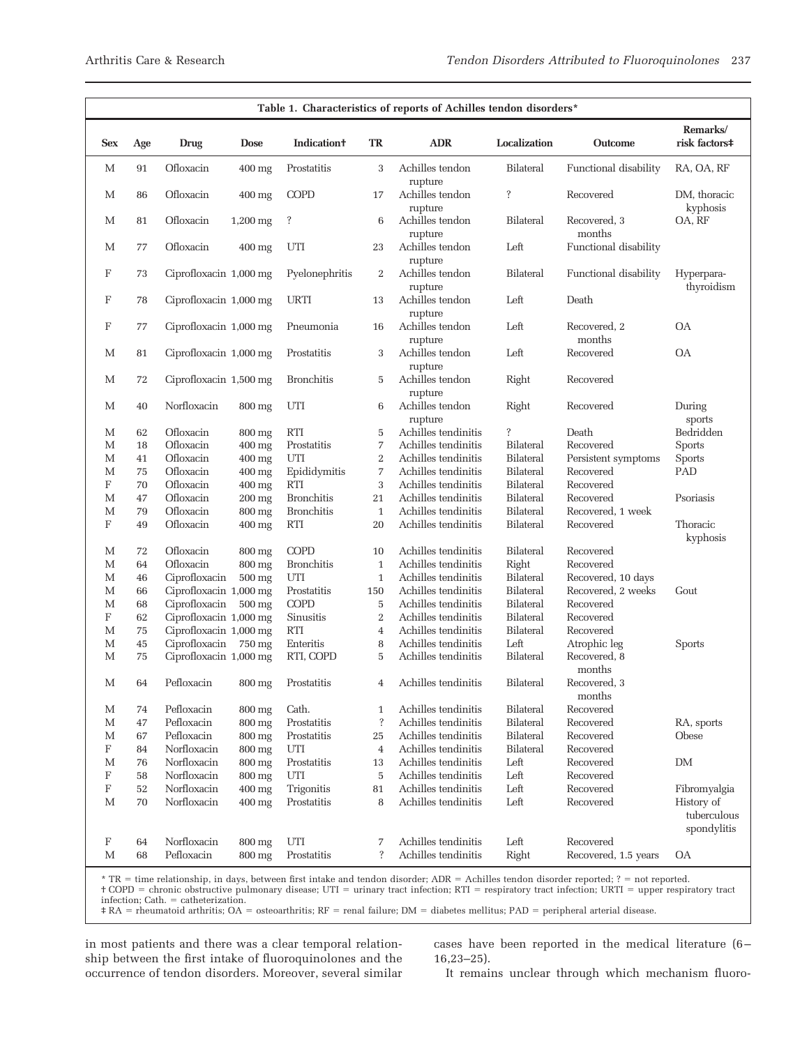**Table 1. Characteristics of reports of Achilles tendon disorders***

| Sex | Age | Drug | Dose | Indication† | TR | ADR | Localization | Outcome | Remarks/ risk factors‡ |
|---|---|---|---|---|---|---|---|---|---|
| M | 91 | Ofloxacin | 400 mg | Prostatitis | 3 | Achilles tendon rupture | Bilateral | Functional disability | RA, OA, RF |
| M | 86 | Ofloxacin | 400 mg | COPD | 17 | Achilles tendon rupture | ? | Recovered | DM, thoracic kyphosis |
| M | 81 | Ofloxacin | 1,200 mg | ? | 6 | Achilles tendon rupture | Bilateral | Recovered, 3 months | OA, RF |
| M | 77 | Ofloxacin | 400 mg | UTI | 23 | Achilles tendon rupture | Left | Functional disability | |
| F | 73 | Ciprofloxacin | 1,000 mg | Pyelonephritis | 2 | Achilles tendon rupture | Bilateral | Functional disability | Hyperpara- thyroidism |
| F | 78 | Ciprofloxacin | 1,000 mg | URTI | 13 | Achilles tendon rupture | Left | Death | |
| F | 77 | Ciprofloxacin | 1,000 mg | Pneumonia | 16 | Achilles tendon rupture | Left | Recovered, 2 months | OA |
| M | 81 | Ciprofloxacin | 1,000 mg | Prostatitis | 3 | Achilles tendon rupture | Left | Recovered | OA |
| M | 72 | Ciprofloxacin | 1,500 mg | Bronchitis | 5 | Achilles tendon rupture | Right | Recovered | |
| M | 40 | Norfloxacin | 800 mg | UTI | 6 | Achilles tendon rupture | Right | Recovered | During sports |
| M | 62 | Ofloxacin | 800 mg | RTI | 5 | Achilles tendinitis | ? | Death | Bedridden |
| M | 18 | Ofloxacin | 400 mg | Prostatitis | 7 | Achilles tendinitis | Bilateral | Recovered | Sports |
| M | 41 | Ofloxacin | 400 mg | UTI | 2 | Achilles tendinitis | Bilateral | Persistent symptoms | Sports |
| M | 75 | Ofloxacin | 400 mg | Epididymitis | 7 | Achilles tendinitis | Bilateral | Recovered | PAD |
| F | 70 | Ofloxacin | 400 mg | RTI | 3 | Achilles tendinitis | Bilateral | Recovered | |
| M | 47 | Ofloxacin | 200 mg | Bronchitis | 21 | Achilles tendinitis | Bilateral | Recovered | Psoriasis |
| M | 79 | Ofloxacin | 800 mg | Bronchitis | 1 | Achilles tendinitis | Bilateral | Recovered, 1 week | |
| F | 49 | Ofloxacin | 400 mg | RTI | 20 | Achilles tendinitis | Bilateral | Recovered | Thoracic kyphosis |
| M | 72 | Ofloxacin | 800 mg | COPD | 10 | Achilles tendinitis | Bilateral | Recovered | |
| M | 64 | Ofloxacin | 800 mg | Bronchitis | 1 | Achilles tendinitis | Right | Recovered | |
| M | 46 | Ciprofloxacin | 500 mg | UTI | 1 | Achilles tendinitis | Bilateral | Recovered, 10 days | |
| M | 66 | Ciprofloxacin | 1,000 mg | Prostatitis | 150 | Achilles tendinitis | Bilateral | Recovered, 2 weeks | Gout |
| M | 68 | Ciprofloxacin | 500 mg | COPD | 5 | Achilles tendinitis | Bilateral | Recovered | |
| F | 62 | Ciprofloxacin | 1,000 mg | Sinusitis | 2 | Achilles tendinitis | Bilateral | Recovered | |
| M | 75 | Ciprofloxacin | 1,000 mg | RTI | 4 | Achilles tendinitis | Bilateral | Recovered | |
| M | 45 | Ciprofloxacin | 750 mg | Enteritis | 8 | Achilles tendinitis | Left | Atrophic leg | Sports |
| M | 75 | Ciprofloxacin | 1,000 mg | RTI, COPD | 5 | Achilles tendinitis | Bilateral | Recovered, 8 months | |
| M | 64 | Pefloxacin | 800 mg | Prostatitis | 4 | Achilles tendinitis | Bilateral | Recovered, 3 months | |
| M | 74 | Pefloxacin | 800 mg | Cath. | 1 | Achilles tendinitis | Bilateral | Recovered | |
| M | 47 | Pefloxacin | 800 mg | Prostatitis | ? | Achilles tendinitis | Bilateral | Recovered | RA, sports |
| M | 67 | Pefloxacin | 800 mg | Prostatitis | 25 | Achilles tendinitis | Bilateral | Recovered | Obese |
| F | 84 | Norfloxacin | 800 mg | UTI | 4 | Achilles tendinitis | Bilateral | Recovered | |
| M | 76 | Norfloxacin | 800 mg | Prostatitis | 13 | Achilles tendinitis | Left | Recovered | DM |
| F | 58 | Norfloxacin | 800 mg | UTI | 5 | Achilles tendinitis | Left | Recovered | |
| F | 52 | Norfloxacin | 400 mg | Trigonitis | 81 | Achilles tendinitis | Left | Recovered | Fibromyalgia |
| M | 70 | Norfloxacin | 400 mg | Prostatitis | 8 | Achilles tendinitis | Left | Recovered | History of tuberculous spondylitis |
| F | 64 | Norfloxacin | 800 mg | UTI | 7 | Achilles tendinitis | Left | Recovered | |
| M | 68 | Pefloxacin | 800 mg | Prostatitis | ? | Achilles tendinitis | Right | Recovered, 1.5 years | OA |

* TR = time relationship, in days, between first intake and tendon disorder; ADR = Achilles tendon disorder reported; ? = not reported.
† COPD = chronic obstructive pulmonary disease; UTI = urinary tract infection; RTI = respiratory tract infection; URTI = upper respiratory tract infection; Cath. = catheterization.
‡ RA = rheumatoid arthritis; OA = osteoarthritis; RF = renal failure; DM = diabetes mellitus; PAD = peripheral arterial disease.

in most patients and there was a clear temporal relationship between the first intake of fluoroquinolones and the occurrence of tendon disorders. Moreover, several similar cases have been reported in the medical literature (6–16,23–25).

It remains unclear through which mechanism fluoro-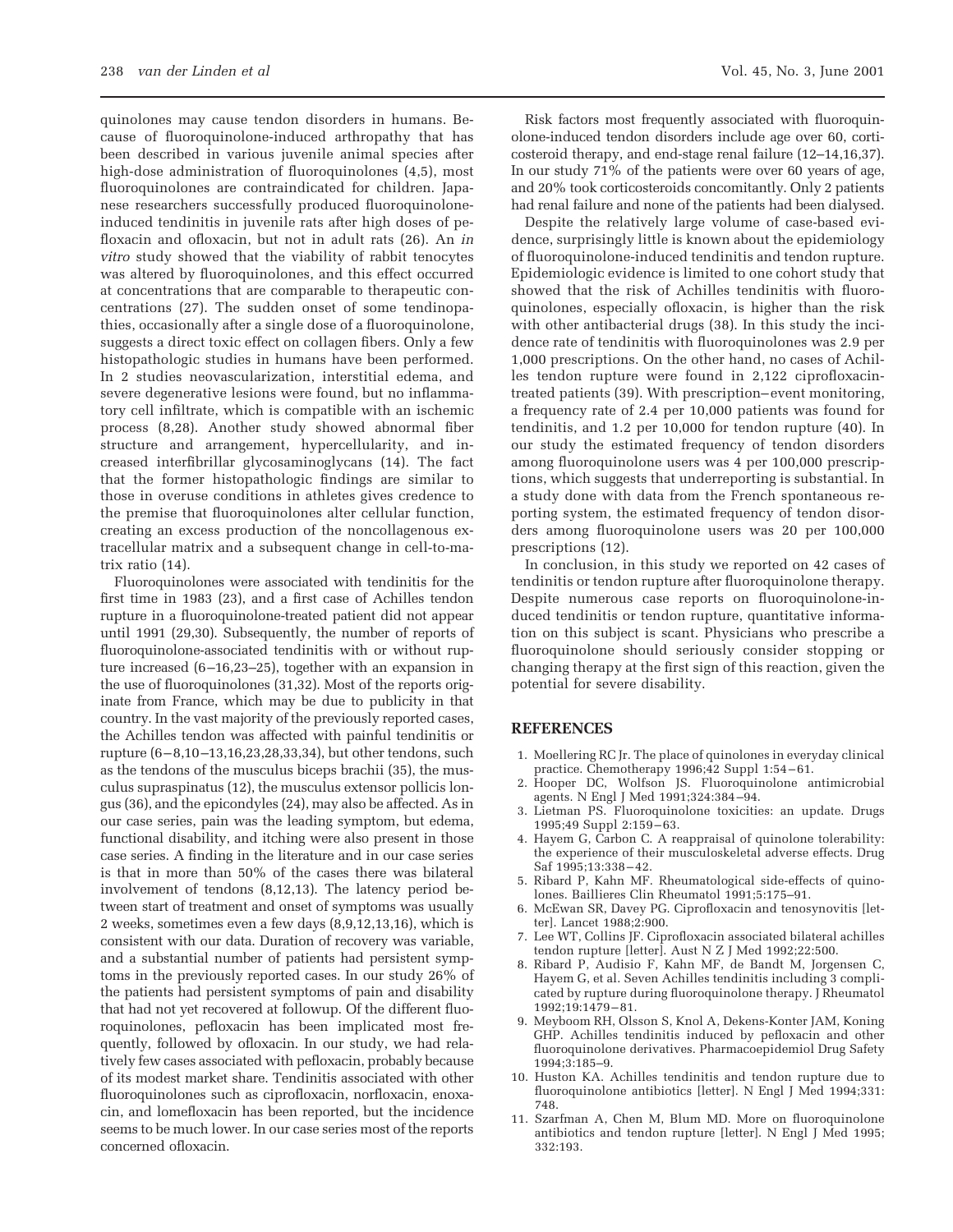quinolones may cause tendon disorders in humans. Because of fluoroquinolone-induced arthropathy that has been described in various juvenile animal species after high-dose administration of fluoroquinolones (4,5), most fluoroquinolones are contraindicated for children. Japanese researchers successfully produced fluoroquinolone-induced tendinitis in juvenile rats after high doses of pefloxacin and ofloxacin, but not in adult rats (26). An *in vitro* study showed that the viability of rabbit tenocytes was altered by fluoroquinolones, and this effect occurred at concentrations that are comparable to therapeutic concentrations (27). The sudden onset of some tendinopathies, occasionally after a single dose of a fluoroquinolone, suggests a direct toxic effect on collagen fibers. Only a few histopathologic studies in humans have been performed. In 2 studies neovascularization, interstitial edema, and severe degenerative lesions were found, but no inflammatory cell infiltrate, which is compatible with an ischemic process (8,28). Another study showed abnormal fiber structure and arrangement, hypercellularity, and increased interfibrillar glycosaminoglycans (14). The fact that the former histopathologic findings are similar to those in overuse conditions in athletes gives credence to the premise that fluoroquinolones alter cellular function, creating an excess production of the noncollagenous extracellular matrix and a subsequent change in cell-to-matrix ratio (14).

Fluoroquinolones were associated with tendinitis for the first time in 1983 (23), and a first case of Achilles tendon rupture in a fluoroquinolone-treated patient did not appear until 1991 (29,30). Subsequently, the number of reports of fluoroquinolone-associated tendinitis with or without rupture increased (6–16,23–25), together with an expansion in the use of fluoroquinolones (31,32). Most of the reports originate from France, which may be due to publicity in that country. In the vast majority of the previously reported cases, the Achilles tendon was affected with painful tendinitis or rupture (6–8,10–13,16,23,28,33,34), but other tendons, such as the tendons of the musculus biceps brachii (35), the musculus supraspinatus (12), the musculus extensor pollicis longus (36), and the epicondyles (24), may also be affected. As in our case series, pain was the leading symptom, but edema, functional disability, and itching were also present in those case series. A finding in the literature and in our case series is that in more than 50% of the cases there was bilateral involvement of tendons (8,12,13). The latency period between start of treatment and onset of symptoms was usually 2 weeks, sometimes even a few days (8,9,12,13,16), which is consistent with our data. Duration of recovery was variable, and a substantial number of patients had persistent symptoms in the previously reported cases. In our study 26% of the patients had persistent symptoms of pain and disability that had not yet recovered at followup. Of the different fluoroquinolones, pefloxacin has been implicated most frequently, followed by ofloxacin. In our study, we had relatively few cases associated with pefloxacin, probably because of its modest market share. Tendinitis associated with other fluoroquinolones such as ciprofloxacin, norfloxacin, enoxacin, and lomefloxacin has been reported, but the incidence seems to be much lower. In our case series most of the reports concerned ofloxacin.

Risk factors most frequently associated with fluoroquinolone-induced tendon disorders include age over 60, corticosteroid therapy, and end-stage renal failure (12–14,16,37). In our study 71% of the patients were over 60 years of age, and 20% took corticosteroids concomitantly. Only 2 patients had renal failure and none of the patients had been dialysed.

Despite the relatively large volume of case-based evidence, surprisingly little is known about the epidemiology of fluoroquinolone-induced tendinitis and tendon rupture. Epidemiologic evidence is limited to one cohort study that showed that the risk of Achilles tendinitis with fluoroquinolones, especially ofloxacin, is higher than the risk with other antibacterial drugs (38). In this study the incidence rate of tendinitis with fluoroquinolones was 2.9 per 1,000 prescriptions. On the other hand, no cases of Achilles tendon rupture were found in 2,122 ciprofloxacin-treated patients (39). With prescription–event monitoring, a frequency rate of 2.4 per 10,000 patients was found for tendinitis, and 1.2 per 10,000 for tendon rupture (40). In our study the estimated frequency of tendon disorders among fluoroquinolone users was 4 per 100,000 prescriptions, which suggests that underreporting is substantial. In a study done with data from the French spontaneous reporting system, the estimated frequency of tendon disorders among fluoroquinolone users was 20 per 100,000 prescriptions (12).

In conclusion, in this study we reported on 42 cases of tendinitis or tendon rupture after fluoroquinolone therapy. Despite numerous case reports on fluoroquinolone-induced tendinitis or tendon rupture, quantitative information on this subject is scant. Physicians who prescribe a fluoroquinolone should seriously consider stopping or changing therapy at the first sign of this reaction, given the potential for severe disability.

## REFERENCES

1. Moellering RC Jr. The place of quinolones in everyday clinical practice. Chemotherapy 1996;42 Suppl 1:54–61.
2. Hooper DC, Wolfson JS. Fluoroquinolone antimicrobial agents. N Engl J Med 1991;324:384–94.
3. Lietman PS. Fluoroquinolone toxicities: an update. Drugs 1995;49 Suppl 2:159–63.
4. Hayem G, Carbon C. A reappraisal of quinolone tolerability: the experience of their musculoskeletal adverse effects. Drug Saf 1995;13:338–42.
5. Ribard P, Kahn MF. Rheumatological side-effects of quinolones. Baillieres Clin Rheumatol 1991;5:175–91.
6. McEwan SR, Davey PG. Ciprofloxacin and tenosynovitis [letter]. Lancet 1988;2:900.
7. Lee WT, Collins JF. Ciprofloxacin associated bilateral achilles tendon rupture [letter]. Aust N Z J Med 1992;22:500.
8. Ribard P, Audisio F, Kahn MF, de Bandt M, Jorgensen C, Hayem G, et al. Seven Achilles tendinitis including 3 complicated by rupture during fluoroquinolone therapy. J Rheumatol 1992;19:1479–81.
9. Meyboom RH, Olsson S, Knol A, Dekens-Konter JAM, Koning GHP. Achilles tendinitis induced by pefloxacin and other fluoroquinolone derivatives. Pharmacoepidemiol Drug Safety 1994;3:185–9.
10. Huston KA. Achilles tendinitis and tendon rupture due to fluoroquinolone antibiotics [letter]. N Engl J Med 1994;331: 748.
11. Szarfman A, Chen M, Blum MD. More on fluoroquinolone antibiotics and tendon rupture [letter]. N Engl J Med 1995; 332:193.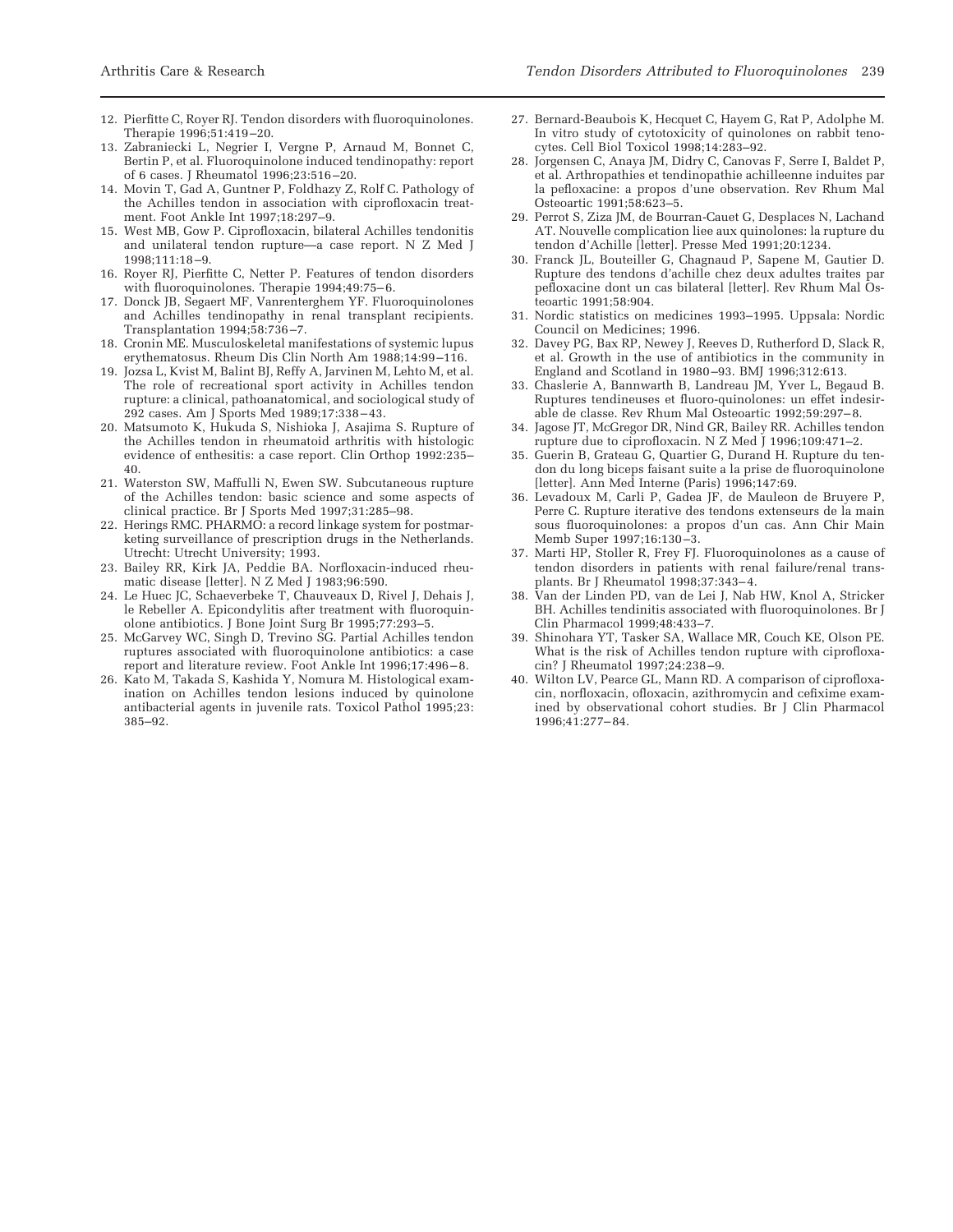12. Pierfitte C, Royer RJ. Tendon disorders with fluoroquinolones. Therapie 1996;51:419–20.
13. Zabraniecki L, Negrier I, Vergne P, Arnaud M, Bonnet C, Bertin P, et al. Fluoroquinolone induced tendinopathy: report of 6 cases. J Rheumatol 1996;23:516–20.
14. Movin T, Gad A, Guntner P, Foldhazy Z, Rolf C. Pathology of the Achilles tendon in association with ciprofloxacin treatment. Foot Ankle Int 1997;18:297–9.
15. West MB, Gow P. Ciprofloxacin, bilateral Achilles tendonitis and unilateral tendon rupture—a case report. N Z Med J 1998;111:18–9.
16. Royer RJ, Pierfitte C, Netter P. Features of tendon disorders with fluoroquinolones. Therapie 1994;49:75–6.
17. Donck JB, Segaert MF, Vanrenterghem YF. Fluoroquinolones and Achilles tendinopathy in renal transplant recipients. Transplantation 1994;58:736–7.
18. Cronin ME. Musculoskeletal manifestations of systemic lupus erythematosus. Rheum Dis Clin North Am 1988;14:99–116.
19. Jozsa L, Kvist M, Balint BJ, Reffy A, Jarvinen M, Lehto M, et al. The role of recreational sport activity in Achilles tendon rupture: a clinical, pathoanatomical, and sociological study of 292 cases. Am J Sports Med 1989;17:338–43.
20. Matsumoto K, Hukuda S, Nishioka J, Asajima S. Rupture of the Achilles tendon in rheumatoid arthritis with histologic evidence of enthesitis: a case report. Clin Orthop 1992:235–40.
21. Waterston SW, Maffulli N, Ewen SW. Subcutaneous rupture of the Achilles tendon: basic science and some aspects of clinical practice. Br J Sports Med 1997;31:285–98.
22. Herings RMC. PHARMO: a record linkage system for postmarketing surveillance of prescription drugs in the Netherlands. Utrecht: Utrecht University; 1993.
23. Bailey RR, Kirk JA, Peddie BA. Norfloxacin-induced rheumatic disease [letter]. N Z Med J 1983;96:590.
24. Le Huec JC, Schaeverbeke T, Chauveaux D, Rivel J, Dehais J, le Rebeller A. Epicondylitis after treatment with fluoroquinolone antibiotics. J Bone Joint Surg Br 1995;77:293–5.
25. McGarvey WC, Singh D, Trevino SG. Partial Achilles tendon ruptures associated with fluoroquinolone antibiotics: a case report and literature review. Foot Ankle Int 1996;17:496–8.
26. Kato M, Takada S, Kashida Y, Nomura M. Histological examination on Achilles tendon lesions induced by quinolone antibacterial agents in juvenile rats. Toxicol Pathol 1995;23:385–92.
27. Bernard-Beaubois K, Hecquet C, Hayem G, Rat P, Adolphe M. In vitro study of cytotoxicity of quinolones on rabbit tenocytes. Cell Biol Toxicol 1998;14:283–92.
28. Jorgensen C, Anaya JM, Didry C, Canovas F, Serre I, Baldet P, et al. Arthropathies et tendinopathie achilleenne induites par la pefloxacine: a propos d'une observation. Rev Rhum Mal Osteoartic 1991;58:623–5.
29. Perrot S, Ziza JM, de Bourran-Cauet G, Desplaces N, Lachand AT. Nouvelle complication liee aux quinolones: la rupture du tendon d'Achille [letter]. Presse Med 1991;20:1234.
30. Franck JL, Bouteiller G, Chagnaud P, Sapene M, Gautier D. Rupture des tendons d'achille chez deux adultes traites par pefloxacine dont un cas bilateral [letter]. Rev Rhum Mal Osteoartic 1991;58:904.
31. Nordic statistics on medicines 1993–1995. Uppsala: Nordic Council on Medicines; 1996.
32. Davey PG, Bax RP, Newey J, Reeves D, Rutherford D, Slack R, et al. Growth in the use of antibiotics in the community in England and Scotland in 1980–93. BMJ 1996;312:613.
33. Chaslerie A, Bannwarth B, Landreau JM, Yver L, Begaud B. Ruptures tendineuses et fluoro-quinolones: un effet indesirable de classe. Rev Rhum Mal Osteoartic 1992;59:297–8.
34. Jagose JT, McGregor DR, Nind GR, Bailey RR. Achilles tendon rupture due to ciprofloxacin. N Z Med J 1996;109:471–2.
35. Guerin B, Grateau G, Quartier G, Durand H. Rupture du tendon du long biceps faisant suite a la prise de fluoroquinolone [letter]. Ann Med Interne (Paris) 1996;147:69.
36. Levadoux M, Carli P, Gadea JF, de Mauleon de Bruyere P, Perre C. Rupture iterative des tendons extenseurs de la main sous fluoroquinolones: a propos d'un cas. Ann Chir Main Memb Super 1997;16:130–3.
37. Marti HP, Stoller R, Frey FJ. Fluoroquinolones as a cause of tendon disorders in patients with renal failure/renal transplants. Br J Rheumatol 1998;37:343–4.
38. Van der Linden PD, van de Lei J, Nab HW, Knol A, Stricker BH. Achilles tendinitis associated with fluoroquinolones. Br J Clin Pharmacol 1999;48:433–7.
39. Shinohara YT, Tasker SA, Wallace MR, Couch KE, Olson PE. What is the risk of Achilles tendon rupture with ciprofloxacin? J Rheumatol 1997;24:238–9.
40. Wilton LV, Pearce GL, Mann RD. A comparison of ciprofloxacin, norfloxacin, ofloxacin, azithromycin and cefixime examined by observational cohort studies. Br J Clin Pharmacol 1996;41:277–84.